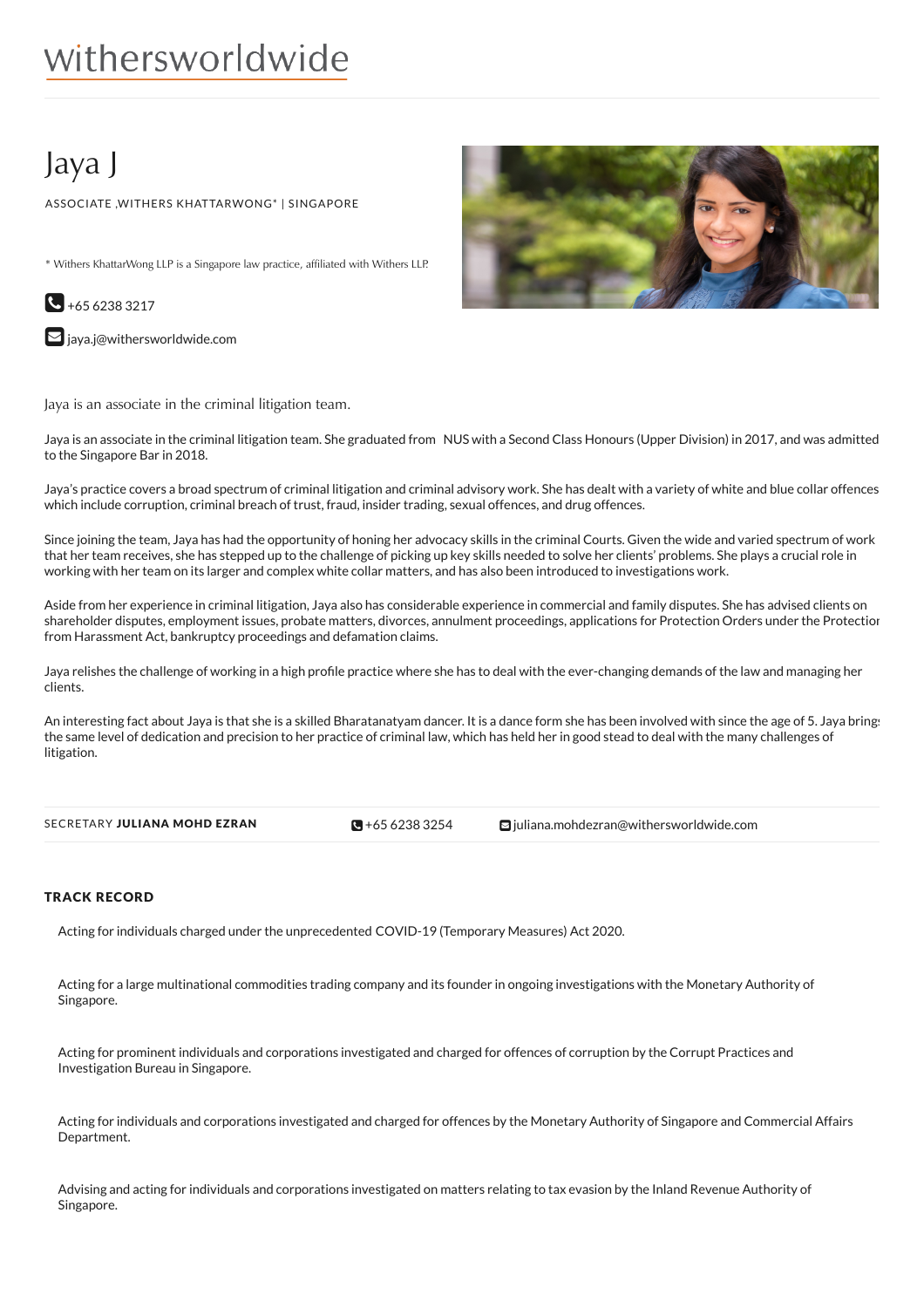withersworldwide

# Jaya J

ASSOCIATE ,WITHERS KHATTARWONG* | SINGAPORE

* Withers KhattarWong LLP is a Singapore law practice, affiliated with Withers LLP.

+65 6238 3217

jaya.j@withersworldwide.com

Jaya is an associate in the criminal litigation team.

Jaya is an associate in the criminal litigation team. She graduated from NUS with a Second Class Honours (Upper Division) in 2017, and was admitted to the Singapore Bar in 2018.

Jaya's practice covers a broad spectrum of criminal litigation and criminal advisory work. She has dealt with a variety of white and blue collar offences which include corruption, criminal breach of trust, fraud, insider trading, sexual offences, and drug offences.

Since joining the team, Jaya has had the opportunity of honing her advocacy skills in the criminal Courts. Given the wide and varied spectrum of work that her team receives, she has stepped up to the challenge of picking up key skills needed to solve her clients' problems. She plays a crucial role in working with her team on its larger and complex white collar matters, and has also been introduced to investigations work.

Aside from her experience in criminal litigation, Jaya also has considerable experience in commercial and family disputes. She has advised clients on shareholder disputes, employment issues, probate matters, divorces, annulment proceedings, applications for Protection Orders under the Protection from Harassment Act, bankruptcy proceedings and defamation claims.

Jaya relishes the challenge of working in a high profile practice where she has to deal with the ever-changing demands of the law and managing her clients.

An interesting fact about Jaya is that she is a skilled Bharatanatyam dancer. It is a dance form she has been involved with since the age of 5. Jaya brings the same level of dedication and precision to her practice of criminal law, which has held her in good stead to deal with the many challenges of litigation.

SECRETARY **JULIANA MOHD EZRAN** +65 6238 3254 juliana.mohdezran@withersworldwide.com

## TRACK RECORD

Acting for individuals charged under the unprecedented COVID-19 (Temporary Measures) Act 2020.

Acting for a large multinational commodities trading company and its founder in ongoing investigations with the Monetary Authority of Singapore.

Acting for prominent individuals and corporations investigated and charged for offences of corruption by the Corrupt Practices and Investigation Bureau in Singapore.

Acting for individuals and corporations investigated and charged for offences by the Monetary Authority of Singapore and Commercial Affairs Department.

Advising and acting for individuals and corporations investigated on matters relating to tax evasion by the Inland Revenue Authority of Singapore.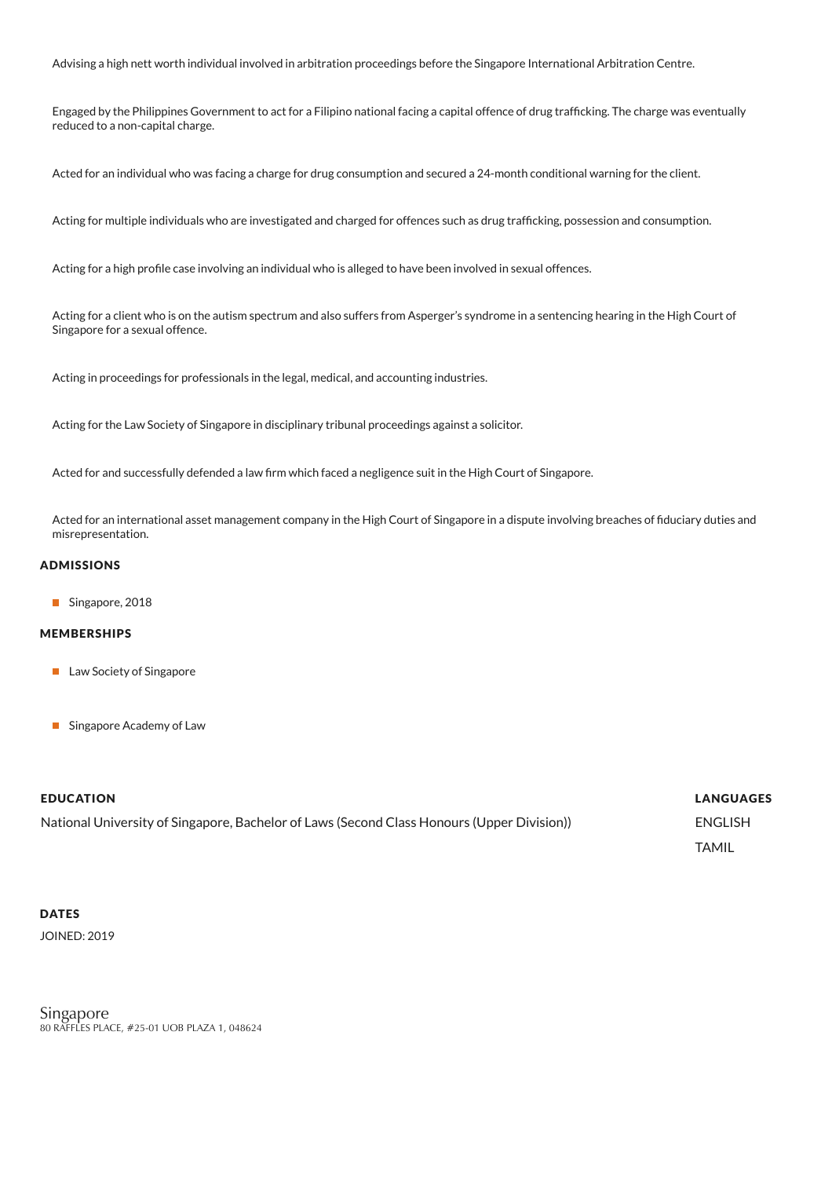Advising a high nett worth individual involved in arbitration proceedings before the Singapore International Arbitration Centre.

Engaged by the Philippines Government to act for a Filipino national facing a capital offence of drug trafficking. The charge was eventually reduced to a non-capital charge.

Acted for an individual who was facing a charge for drug consumption and secured a 24-month conditional warning for the client.

Acting for multiple individuals who are investigated and charged for offences such as drug trafficking, possession and consumption.

Acting for a high profile case involving an individual who is alleged to have been involved in sexual offences.

Acting for a client who is on the autism spectrum and also suffers from Asperger's syndrome in a sentencing hearing in the High Court of Singapore for a sexual offence.

Acting in proceedings for professionals in the legal, medical, and accounting industries.

Acting for the Law Society of Singapore in disciplinary tribunal proceedings against a solicitor.

Acted for and successfully defended a law firm which faced a negligence suit in the High Court of Singapore.

Acted for an international asset management company in the High Court of Singapore in a dispute involving breaches of fiduciary duties and misrepresentation.

## ADMISSIONS

- Singapore, 2018

## MEMBERSHIPS

- Law Society of Singapore
- Singapore Academy of Law

## EDUCATION

National University of Singapore, Bachelor of Laws (Second Class Honours (Upper Division))

## LANGUAGES

ENGLISH

TAMIL

## DATES

JOINED: 2019

Singapore
80 RAFFLES PLACE, #25-01 UOB PLAZA 1, 048624